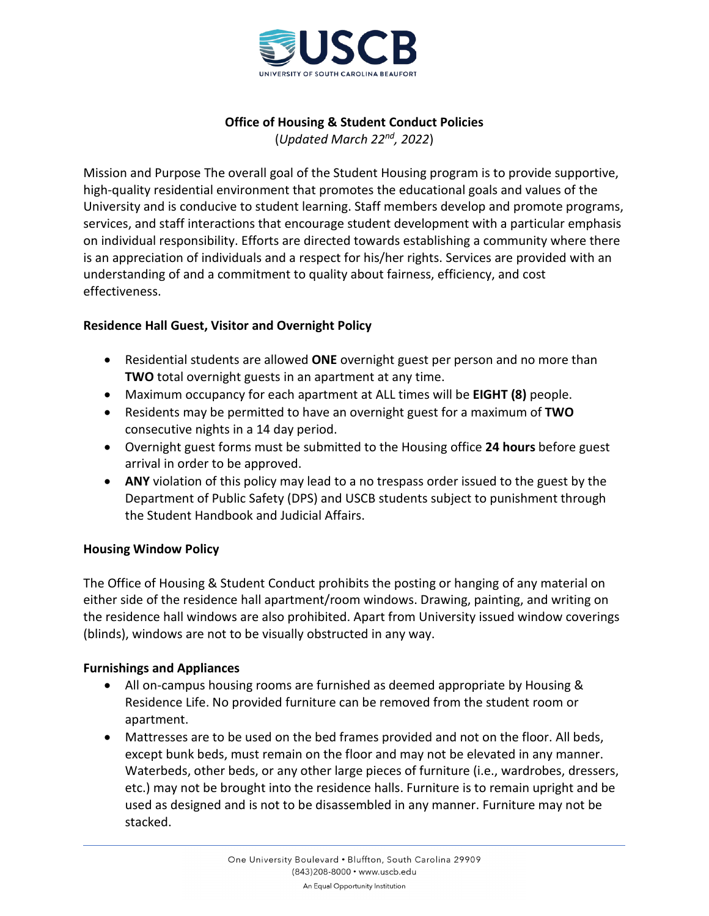# Office of Housing & Student Conduct Policies

(*Updated March 22nd, 2022*)

Mission and Purpose The overall goal of the Student Housing program is to provide supportive, high-quality residential environment that promotes the educational goals and values of the University and is conducive to student learning. Staff members develop and promote programs, services, and staff interactions that encourage student development with a particular emphasis on individual responsibility. Efforts are directed towards establishing a community where there is an appreciation of individuals and a respect for his/her rights. Services are provided with an understanding of and a commitment to quality about fairness, efficiency, and cost effectiveness.

## Residence Hall Guest, Visitor and Overnight Policy

- Residential students are allowed **ONE** overnight guest per person and no more than **TWO** total overnight guests in an apartment at any time.
- Maximum occupancy for each apartment at ALL times will be **EIGHT (8)** people.
- Residents may be permitted to have an overnight guest for a maximum of **TWO** consecutive nights in a 14 day period.
- Overnight guest forms must be submitted to the Housing office **24 hours** before guest arrival in order to be approved.
- **ANY** violation of this policy may lead to a no trespass order issued to the guest by the Department of Public Safety (DPS) and USCB students subject to punishment through the Student Handbook and Judicial Affairs.

## Housing Window Policy

The Office of Housing & Student Conduct prohibits the posting or hanging of any material on either side of the residence hall apartment/room windows. Drawing, painting, and writing on the residence hall windows are also prohibited. Apart from University issued window coverings (blinds), windows are not to be visually obstructed in any way.

## Furnishings and Appliances

- All on-campus housing rooms are furnished as deemed appropriate by Housing & Residence Life. No provided furniture can be removed from the student room or apartment.
- Mattresses are to be used on the bed frames provided and not on the floor. All beds, except bunk beds, must remain on the floor and may not be elevated in any manner. Waterbeds, other beds, or any other large pieces of furniture (i.e., wardrobes, dressers, etc.) may not be brought into the residence halls. Furniture is to remain upright and be used as designed and is not to be disassembled in any manner. Furniture may not be stacked.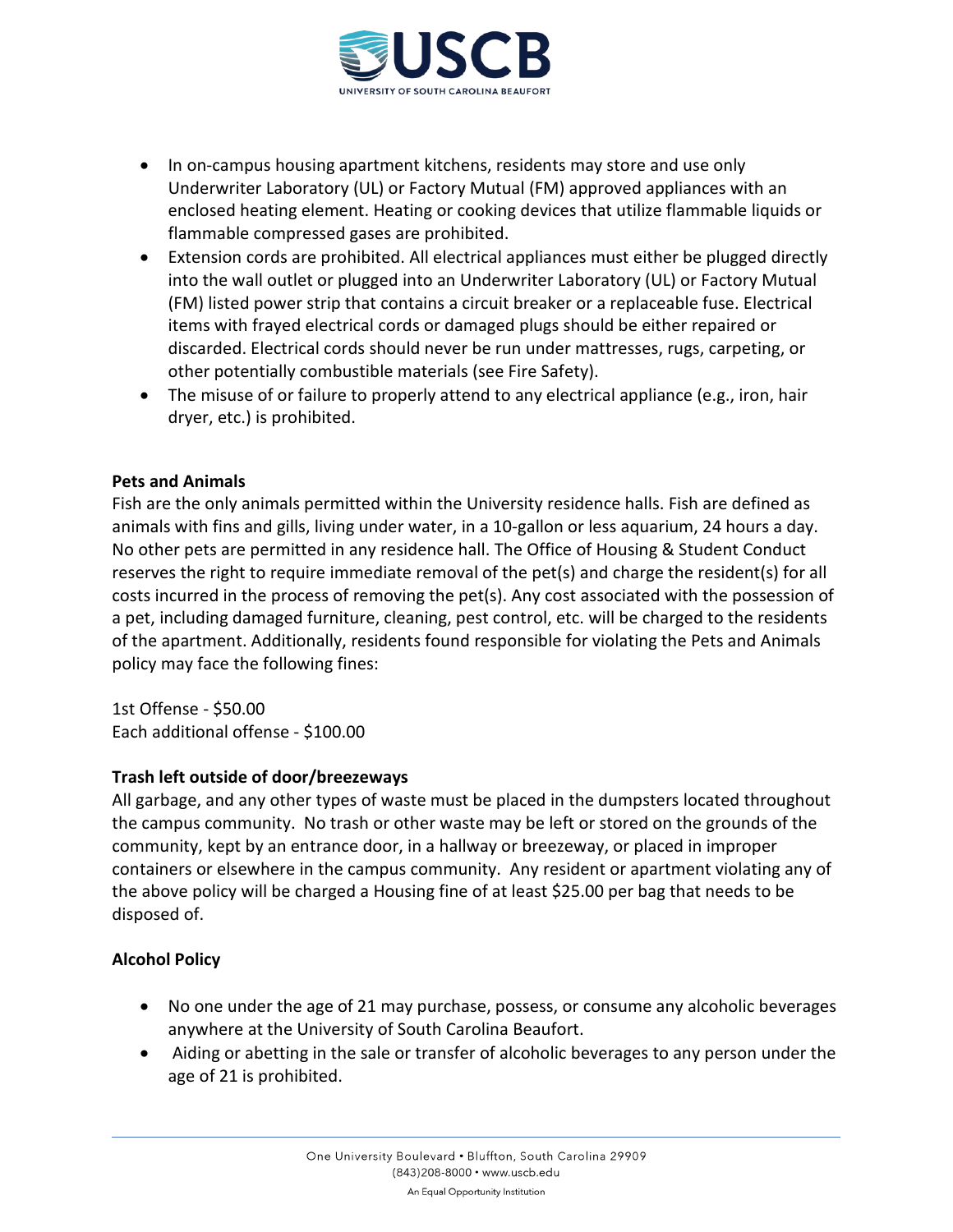- In on-campus housing apartment kitchens, residents may store and use only Underwriter Laboratory (UL) or Factory Mutual (FM) approved appliances with an enclosed heating element. Heating or cooking devices that utilize flammable liquids or flammable compressed gases are prohibited.
- Extension cords are prohibited. All electrical appliances must either be plugged directly into the wall outlet or plugged into an Underwriter Laboratory (UL) or Factory Mutual (FM) listed power strip that contains a circuit breaker or a replaceable fuse. Electrical items with frayed electrical cords or damaged plugs should be either repaired or discarded. Electrical cords should never be run under mattresses, rugs, carpeting, or other potentially combustible materials (see Fire Safety).
- The misuse of or failure to properly attend to any electrical appliance (e.g., iron, hair dryer, etc.) is prohibited.

**Pets and Animals**

Fish are the only animals permitted within the University residence halls. Fish are defined as animals with fins and gills, living under water, in a 10-gallon or less aquarium, 24 hours a day. No other pets are permitted in any residence hall. The Office of Housing & Student Conduct reserves the right to require immediate removal of the pet(s) and charge the resident(s) for all costs incurred in the process of removing the pet(s). Any cost associated with the possession of a pet, including damaged furniture, cleaning, pest control, etc. will be charged to the residents of the apartment. Additionally, residents found responsible for violating the Pets and Animals policy may face the following fines:

1st Offense - $50.00
Each additional offense - $100.00

**Trash left outside of door/breezeways**

All garbage, and any other types of waste must be placed in the dumpsters located throughout the campus community. No trash or other waste may be left or stored on the grounds of the community, kept by an entrance door, in a hallway or breezeway, or placed in improper containers or elsewhere in the campus community. Any resident or apartment violating any of the above policy will be charged a Housing fine of at least $25.00 per bag that needs to be disposed of.

**Alcohol Policy**

- No one under the age of 21 may purchase, possess, or consume any alcoholic beverages anywhere at the University of South Carolina Beaufort.
- Aiding or abetting in the sale or transfer of alcoholic beverages to any person under the age of 21 is prohibited.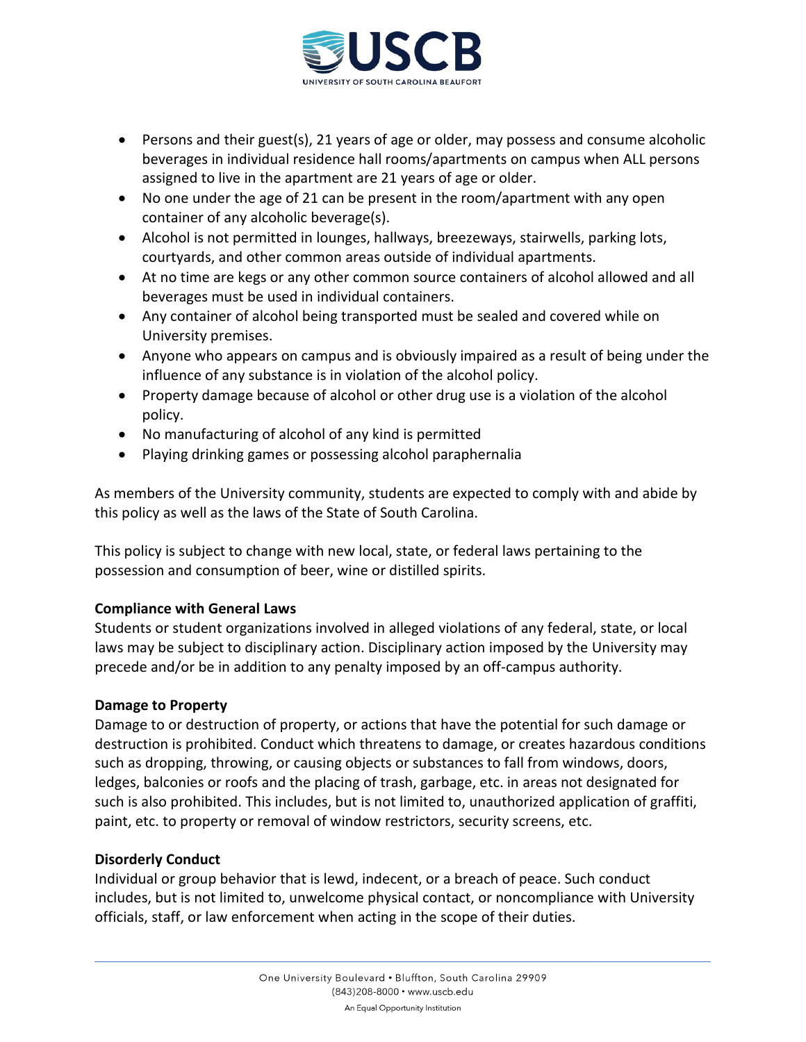- Persons and their guest(s), 21 years of age or older, may possess and consume alcoholic beverages in individual residence hall rooms/apartments on campus when ALL persons assigned to live in the apartment are 21 years of age or older.
- No one under the age of 21 can be present in the room/apartment with any open container of any alcoholic beverage(s).
- Alcohol is not permitted in lounges, hallways, breezeways, stairwells, parking lots, courtyards, and other common areas outside of individual apartments.
- At no time are kegs or any other common source containers of alcohol allowed and all beverages must be used in individual containers.
- Any container of alcohol being transported must be sealed and covered while on University premises.
- Anyone who appears on campus and is obviously impaired as a result of being under the influence of any substance is in violation of the alcohol policy.
- Property damage because of alcohol or other drug use is a violation of the alcohol policy.
- No manufacturing of alcohol of any kind is permitted
- Playing drinking games or possessing alcohol paraphernalia

As members of the University community, students are expected to comply with and abide by this policy as well as the laws of the State of South Carolina.

This policy is subject to change with new local, state, or federal laws pertaining to the possession and consumption of beer, wine or distilled spirits.

**Compliance with General Laws**
Students or student organizations involved in alleged violations of any federal, state, or local laws may be subject to disciplinary action. Disciplinary action imposed by the University may precede and/or be in addition to any penalty imposed by an off-campus authority.

**Damage to Property**
Damage to or destruction of property, or actions that have the potential for such damage or destruction is prohibited. Conduct which threatens to damage, or creates hazardous conditions such as dropping, throwing, or causing objects or substances to fall from windows, doors, ledges, balconies or roofs and the placing of trash, garbage, etc. in areas not designated for such is also prohibited. This includes, but is not limited to, unauthorized application of graffiti, paint, etc. to property or removal of window restrictors, security screens, etc.

**Disorderly Conduct**
Individual or group behavior that is lewd, indecent, or a breach of peace. Such conduct includes, but is not limited to, unwelcome physical contact, or noncompliance with University officials, staff, or law enforcement when acting in the scope of their duties.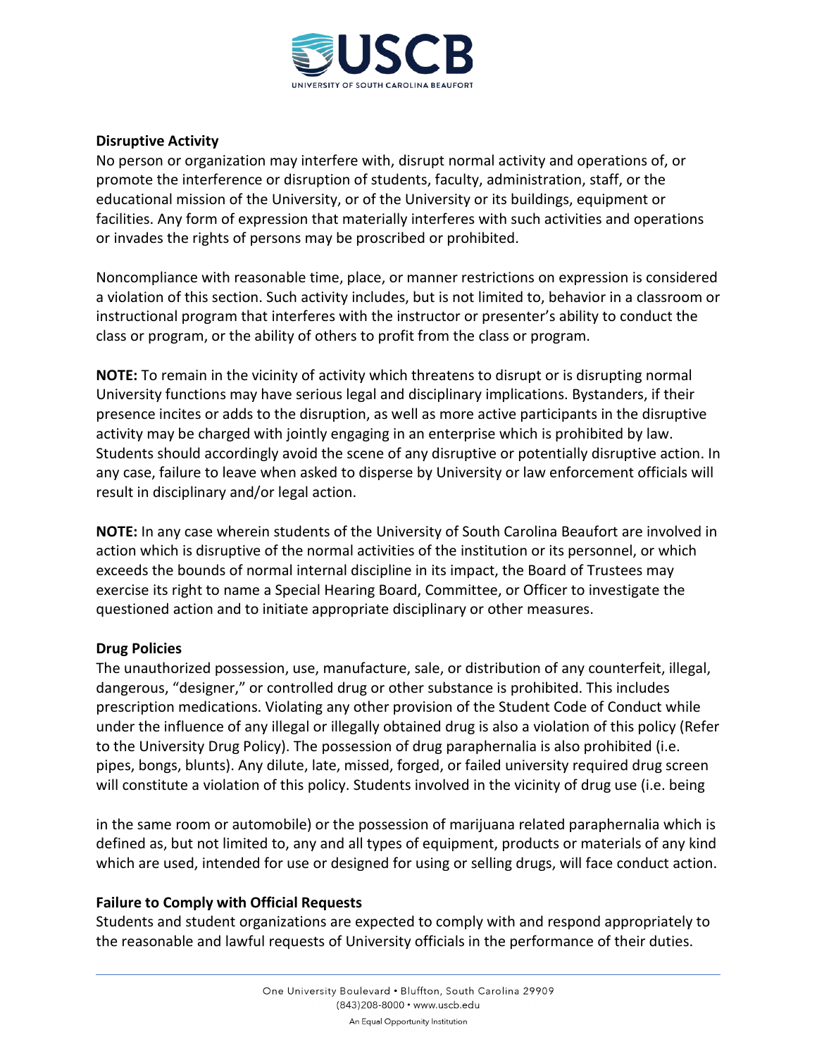**Disruptive Activity**

No person or organization may interfere with, disrupt normal activity and operations of, or promote the interference or disruption of students, faculty, administration, staff, or the educational mission of the University, or of the University or its buildings, equipment or facilities. Any form of expression that materially interferes with such activities and operations or invades the rights of persons may be proscribed or prohibited.

Noncompliance with reasonable time, place, or manner restrictions on expression is considered a violation of this section. Such activity includes, but is not limited to, behavior in a classroom or instructional program that interferes with the instructor or presenter's ability to conduct the class or program, or the ability of others to profit from the class or program.

**NOTE:** To remain in the vicinity of activity which threatens to disrupt or is disrupting normal University functions may have serious legal and disciplinary implications. Bystanders, if their presence incites or adds to the disruption, as well as more active participants in the disruptive activity may be charged with jointly engaging in an enterprise which is prohibited by law. Students should accordingly avoid the scene of any disruptive or potentially disruptive action. In any case, failure to leave when asked to disperse by University or law enforcement officials will result in disciplinary and/or legal action.

**NOTE:** In any case wherein students of the University of South Carolina Beaufort are involved in action which is disruptive of the normal activities of the institution or its personnel, or which exceeds the bounds of normal internal discipline in its impact, the Board of Trustees may exercise its right to name a Special Hearing Board, Committee, or Officer to investigate the questioned action and to initiate appropriate disciplinary or other measures.

**Drug Policies**

The unauthorized possession, use, manufacture, sale, or distribution of any counterfeit, illegal, dangerous, "designer," or controlled drug or other substance is prohibited. This includes prescription medications. Violating any other provision of the Student Code of Conduct while under the influence of any illegal or illegally obtained drug is also a violation of this policy (Refer to the University Drug Policy). The possession of drug paraphernalia is also prohibited (i.e. pipes, bongs, blunts). Any dilute, late, missed, forged, or failed university required drug screen will constitute a violation of this policy. Students involved in the vicinity of drug use (i.e. being in the same room or automobile) or the possession of marijuana related paraphernalia which is defined as, but not limited to, any and all types of equipment, products or materials of any kind which are used, intended for use or designed for using or selling drugs, will face conduct action.

**Failure to Comply with Official Requests**

Students and student organizations are expected to comply with and respond appropriately to the reasonable and lawful requests of University officials in the performance of their duties.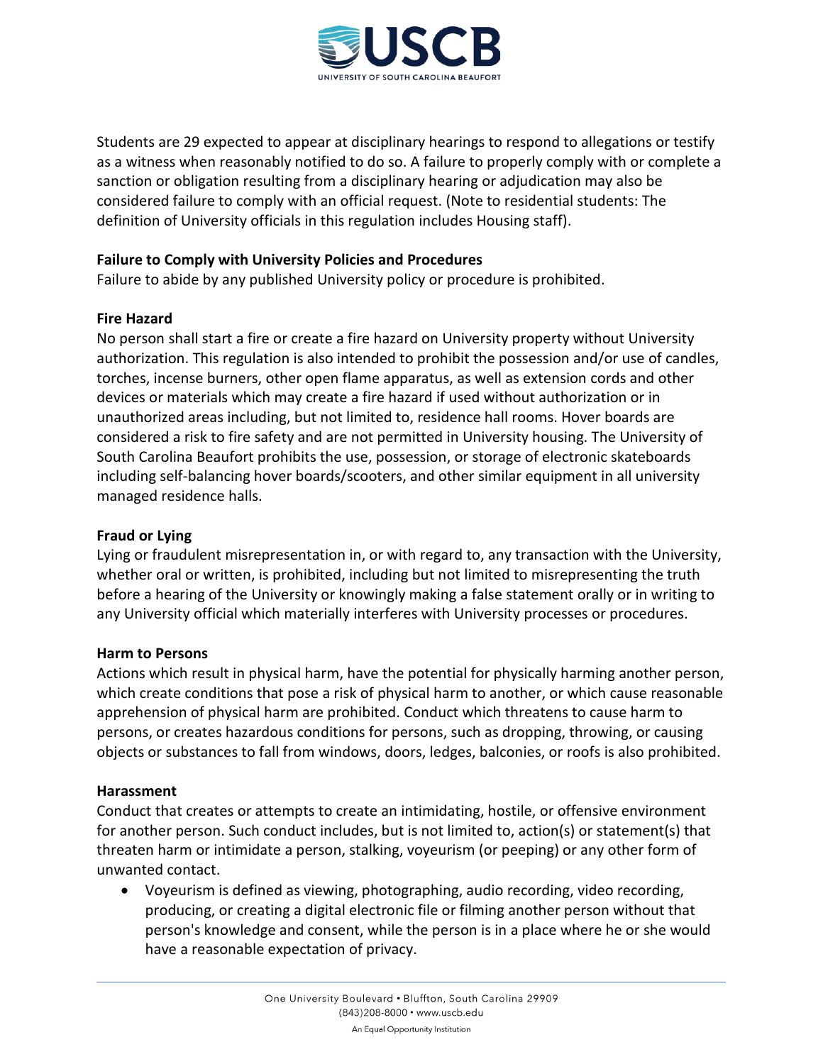Students are 29 expected to appear at disciplinary hearings to respond to allegations or testify as a witness when reasonably notified to do so. A failure to properly comply with or complete a sanction or obligation resulting from a disciplinary hearing or adjudication may also be considered failure to comply with an official request. (Note to residential students: The definition of University officials in this regulation includes Housing staff).

**Failure to Comply with University Policies and Procedures**
Failure to abide by any published University policy or procedure is prohibited.

**Fire Hazard**
No person shall start a fire or create a fire hazard on University property without University authorization. This regulation is also intended to prohibit the possession and/or use of candles, torches, incense burners, other open flame apparatus, as well as extension cords and other devices or materials which may create a fire hazard if used without authorization or in unauthorized areas including, but not limited to, residence hall rooms. Hover boards are considered a risk to fire safety and are not permitted in University housing. The University of South Carolina Beaufort prohibits the use, possession, or storage of electronic skateboards including self-balancing hover boards/scooters, and other similar equipment in all university managed residence halls.

**Fraud or Lying**
Lying or fraudulent misrepresentation in, or with regard to, any transaction with the University, whether oral or written, is prohibited, including but not limited to misrepresenting the truth before a hearing of the University or knowingly making a false statement orally or in writing to any University official which materially interferes with University processes or procedures.

**Harm to Persons**
Actions which result in physical harm, have the potential for physically harming another person, which create conditions that pose a risk of physical harm to another, or which cause reasonable apprehension of physical harm are prohibited. Conduct which threatens to cause harm to persons, or creates hazardous conditions for persons, such as dropping, throwing, or causing objects or substances to fall from windows, doors, ledges, balconies, or roofs is also prohibited.

**Harassment**
Conduct that creates or attempts to create an intimidating, hostile, or offensive environment for another person. Such conduct includes, but is not limited to, action(s) or statement(s) that threaten harm or intimidate a person, stalking, voyeurism (or peeping) or any other form of unwanted contact.

- Voyeurism is defined as viewing, photographing, audio recording, video recording, producing, or creating a digital electronic file or filming another person without that person's knowledge and consent, while the person is in a place where he or she would have a reasonable expectation of privacy.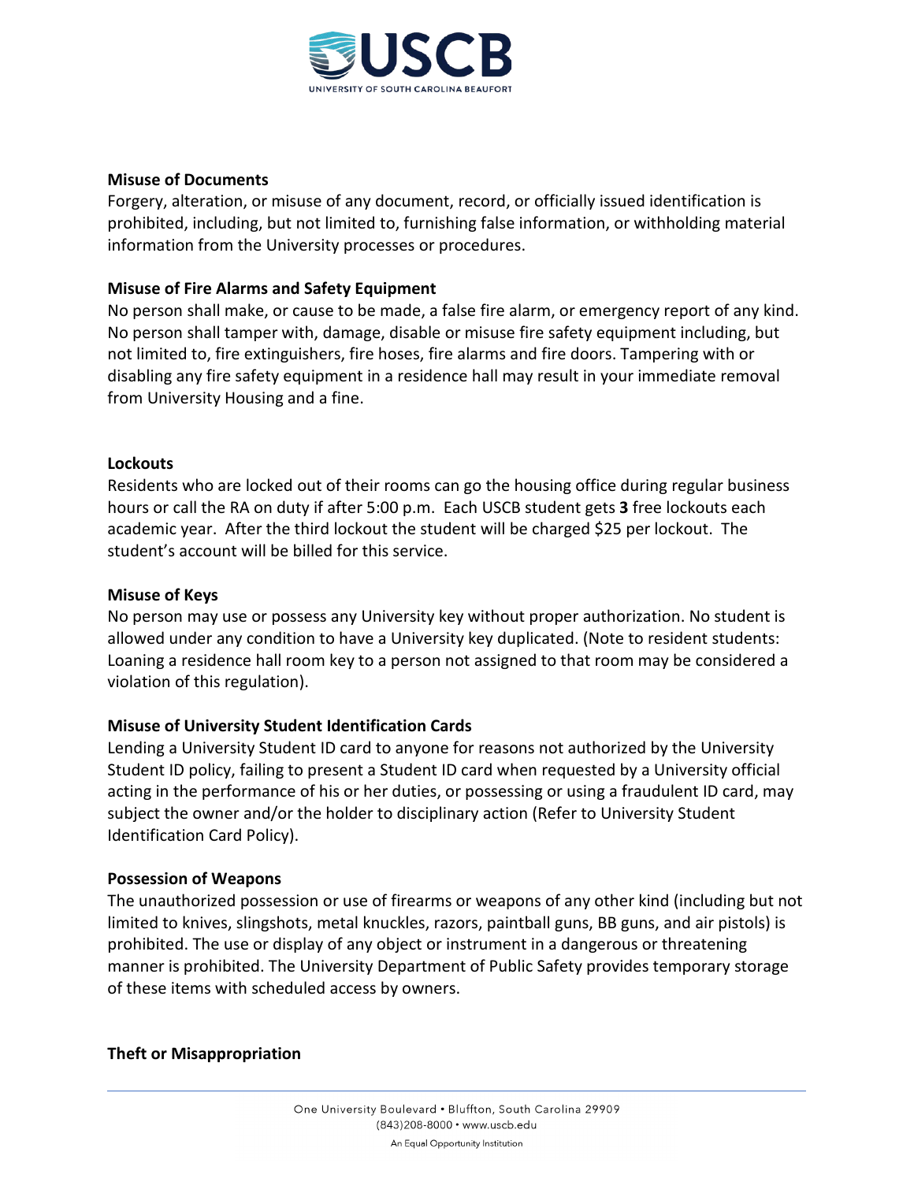**Misuse of Documents**
Forgery, alteration, or misuse of any document, record, or officially issued identification is prohibited, including, but not limited to, furnishing false information, or withholding material information from the University processes or procedures.

**Misuse of Fire Alarms and Safety Equipment**
No person shall make, or cause to be made, a false fire alarm, or emergency report of any kind. No person shall tamper with, damage, disable or misuse fire safety equipment including, but not limited to, fire extinguishers, fire hoses, fire alarms and fire doors. Tampering with or disabling any fire safety equipment in a residence hall may result in your immediate removal from University Housing and a fine.

**Lockouts**
Residents who are locked out of their rooms can go the housing office during regular business hours or call the RA on duty if after 5:00 p.m. Each USCB student gets **3** free lockouts each academic year. After the third lockout the student will be charged $25 per lockout. The student's account will be billed for this service.

**Misuse of Keys**
No person may use or possess any University key without proper authorization. No student is allowed under any condition to have a University key duplicated. (Note to resident students: Loaning a residence hall room key to a person not assigned to that room may be considered a violation of this regulation).

**Misuse of University Student Identification Cards**
Lending a University Student ID card to anyone for reasons not authorized by the University Student ID policy, failing to present a Student ID card when requested by a University official acting in the performance of his or her duties, or possessing or using a fraudulent ID card, may subject the owner and/or the holder to disciplinary action (Refer to University Student Identification Card Policy).

**Possession of Weapons**
The unauthorized possession or use of firearms or weapons of any other kind (including but not limited to knives, slingshots, metal knuckles, razors, paintball guns, BB guns, and air pistols) is prohibited. The use or display of any object or instrument in a dangerous or threatening manner is prohibited. The University Department of Public Safety provides temporary storage of these items with scheduled access by owners.

**Theft or Misappropriation**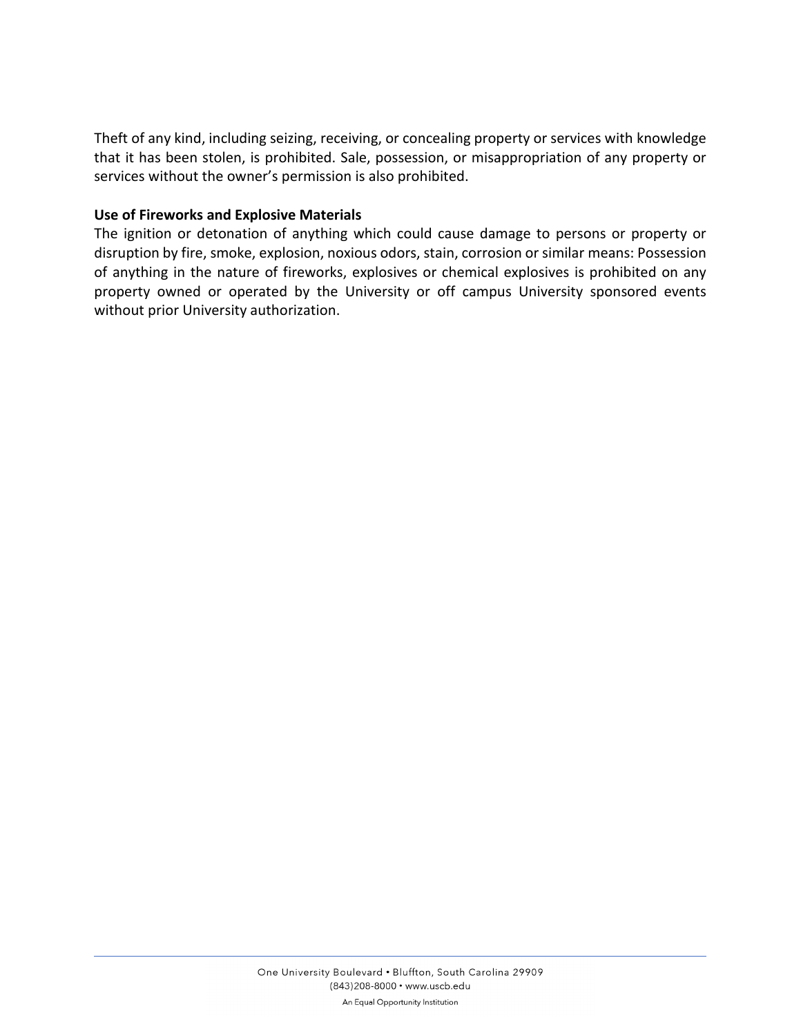Theft of any kind, including seizing, receiving, or concealing property or services with knowledge that it has been stolen, is prohibited. Sale, possession, or misappropriation of any property or services without the owner's permission is also prohibited.

**Use of Fireworks and Explosive Materials**

The ignition or detonation of anything which could cause damage to persons or property or disruption by fire, smoke, explosion, noxious odors, stain, corrosion or similar means: Possession of anything in the nature of fireworks, explosives or chemical explosives is prohibited on any property owned or operated by the University or off campus University sponsored events without prior University authorization.